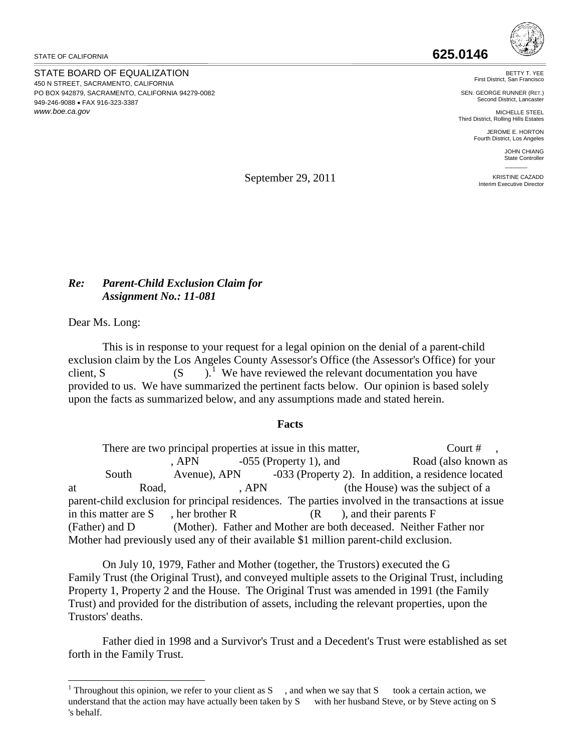STATE OF CALIFORNIA

**625.0146**

STATE BOARD OF EQUALIZATION
450 N STREET, SACRAMENTO, CALIFORNIA
PO BOX 942879, SACRAMENTO, CALIFORNIA 94279-0082
949-246-9088 • FAX 916-323-3387
www.boe.ca.gov

BETTY T. YEE
First District, San Francisco

SEN. GEORGE RUNNER (RET.)
Second District, Lancaster

MICHELLE STEEL
Third District, Rolling Hills Estates

JEROME E. HORTON
Fourth District, Los Angeles

JOHN CHIANG
State Controller

KRISTINE CAZADD
Interim Executive Director

September 29, 2011

***Re: Parent-Child Exclusion Claim for Assignment No.: 11-081***

Dear Ms. Long:

This is in response to your request for a legal opinion on the denial of a parent-child exclusion claim by the Los Angeles County Assessor's Office (the Assessor's Office) for your client, S (S ).[1] We have reviewed the relevant documentation you have provided to us. We have summarized the pertinent facts below. Our opinion is based solely upon the facts as summarized below, and any assumptions made and stated herein.

**Facts**

There are two principal properties at issue in this matter, Court # , , APN -055 (Property 1), and Road (also known as South Avenue), APN -033 (Property 2). In addition, a residence located at Road, , APN (the House) was the subject of a parent-child exclusion for principal residences. The parties involved in the transactions at issue in this matter are S , her brother R (R ), and their parents F (Father) and D (Mother). Father and Mother are both deceased. Neither Father nor Mother had previously used any of their available $1 million parent-child exclusion.

On July 10, 1979, Father and Mother (together, the Trustors) executed the G Family Trust (the Original Trust), and conveyed multiple assets to the Original Trust, including Property 1, Property 2 and the House. The Original Trust was amended in 1991 (the Family Trust) and provided for the distribution of assets, including the relevant properties, upon the Trustors' deaths.

Father died in 1998 and a Survivor's Trust and a Decedent's Trust were established as set forth in the Family Trust.

[1] Throughout this opinion, we refer to your client as S , and when we say that S took a certain action, we understand that the action may have actually been taken by S with her husband Steve, or by Steve acting on S 's behalf.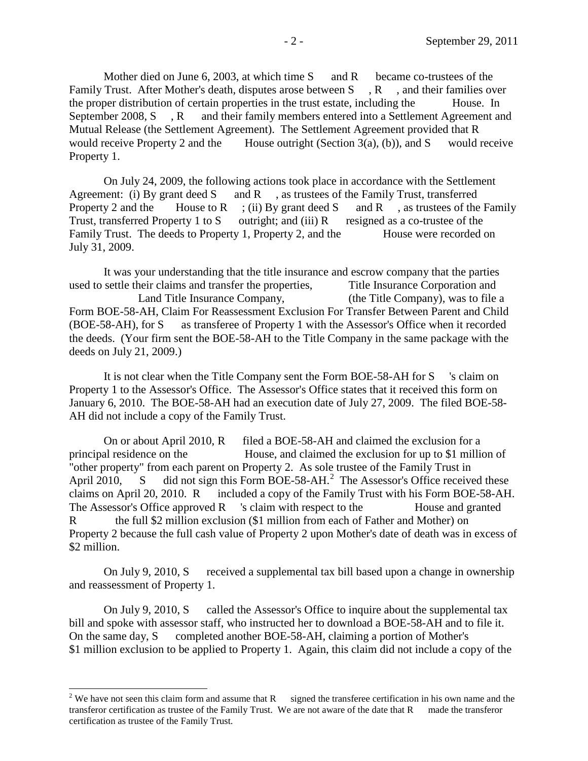Mother died on June 6, 2003, at which time S and R became co-trustees of the Family Trust. After Mother's death, disputes arose between S, R, and their families over the proper distribution of certain properties in the trust estate, including the House. In September 2008, S, R and their family members entered into a Settlement Agreement and Mutual Release (the Settlement Agreement). The Settlement Agreement provided that R would receive Property 2 and the House outright (Section 3(a), (b)), and S would receive Property 1.

On July 24, 2009, the following actions took place in accordance with the Settlement Agreement: (i) By grant deed S and R, as trustees of the Family Trust, transferred Property 2 and the House to R; (ii) By grant deed S and R, as trustees of the Family Trust, transferred Property 1 to S outright; and (iii) R resigned as a co-trustee of the Family Trust. The deeds to Property 1, Property 2, and the House were recorded on July 31, 2009.

It was your understanding that the title insurance and escrow company that the parties used to settle their claims and transfer the properties, Title Insurance Corporation and Land Title Insurance Company, (the Title Company), was to file a Form BOE-58-AH, Claim For Reassessment Exclusion For Transfer Between Parent and Child (BOE-58-AH), for S as transferee of Property 1 with the Assessor's Office when it recorded the deeds. (Your firm sent the BOE-58-AH to the Title Company in the same package with the deeds on July 21, 2009.)

It is not clear when the Title Company sent the Form BOE-58-AH for S's claim on Property 1 to the Assessor's Office. The Assessor's Office states that it received this form on January 6, 2010. The BOE-58-AH had an execution date of July 27, 2009. The filed BOE-58-AH did not include a copy of the Family Trust.

On or about April 2010, R filed a BOE-58-AH and claimed the exclusion for a principal residence on the House, and claimed the exclusion for up to $1 million of "other property" from each parent on Property 2. As sole trustee of the Family Trust in April 2010, S did not sign this Form BOE-58-AH.[2] The Assessor's Office received these claims on April 20, 2010. R included a copy of the Family Trust with his Form BOE-58-AH. The Assessor's Office approved R's claim with respect to the House and granted R the full $2 million exclusion ($1 million from each of Father and Mother) on Property 2 because the full cash value of Property 2 upon Mother's date of death was in excess of $2 million.

On July 9, 2010, S received a supplemental tax bill based upon a change in ownership and reassessment of Property 1.

On July 9, 2010, S called the Assessor's Office to inquire about the supplemental tax bill and spoke with assessor staff, who instructed her to download a BOE-58-AH and to file it. On the same day, S completed another BOE-58-AH, claiming a portion of Mother's $1 million exclusion to be applied to Property 1. Again, this claim did not include a copy of the

[2] We have not seen this claim form and assume that R signed the transferee certification in his own name and the transferor certification as trustee of the Family Trust. We are not aware of the date that R made the transferor certification as trustee of the Family Trust.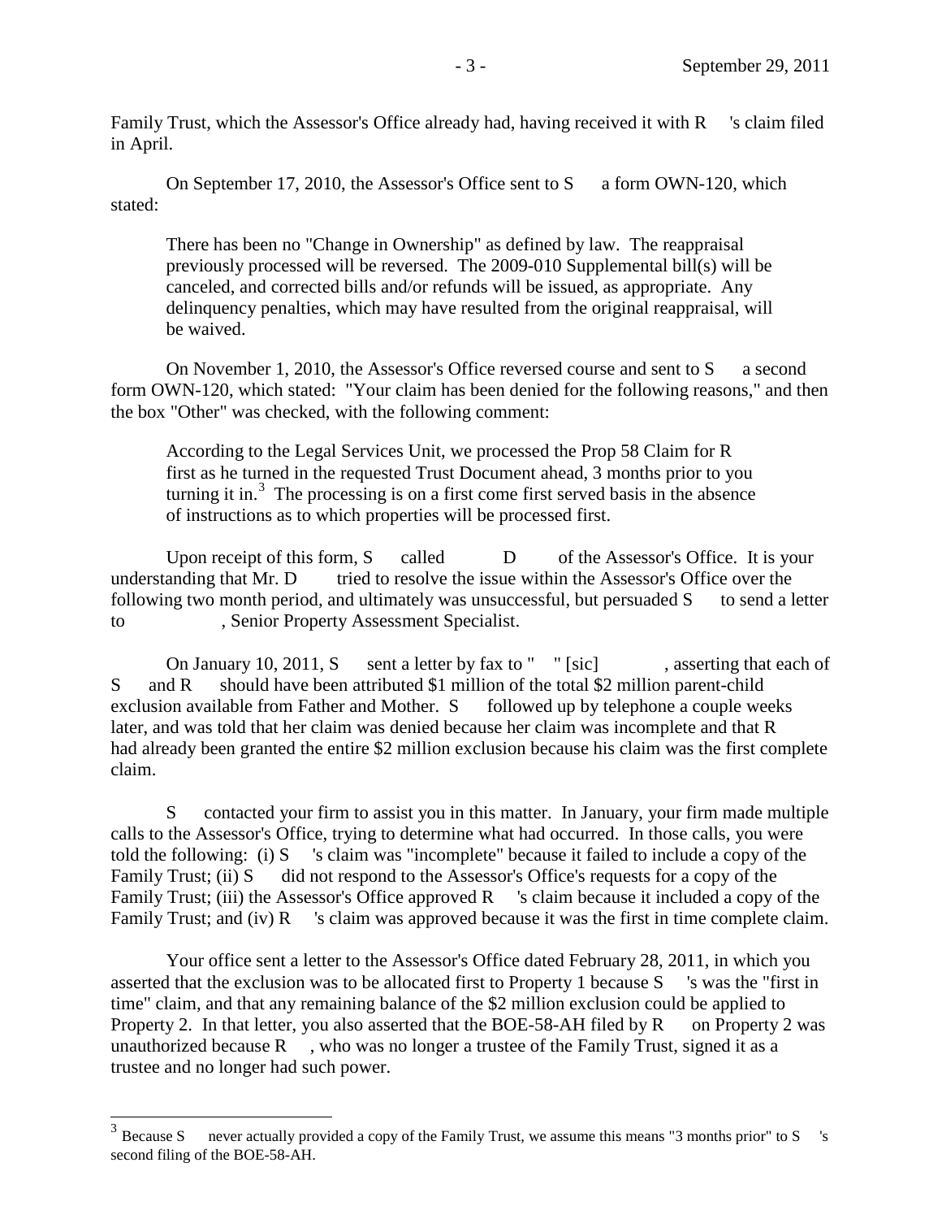Family Trust, which the Assessor's Office already had, having received it with R 's claim filed in April.

On September 17, 2010, the Assessor's Office sent to S a form OWN-120, which stated:

> There has been no "Change in Ownership" as defined by law. The reappraisal previously processed will be reversed. The 2009-010 Supplemental bill(s) will be canceled, and corrected bills and/or refunds will be issued, as appropriate. Any delinquency penalties, which may have resulted from the original reappraisal, will be waived.

On November 1, 2010, the Assessor's Office reversed course and sent to S a second form OWN-120, which stated: "Your claim has been denied for the following reasons," and then the box "Other" was checked, with the following comment:

> According to the Legal Services Unit, we processed the Prop 58 Claim for R first as he turned in the requested Trust Document ahead, 3 months prior to you turning it in.[3] The processing is on a first come first served basis in the absence of instructions as to which properties will be processed first.

Upon receipt of this form, S called D of the Assessor's Office. It is your understanding that Mr. D tried to resolve the issue within the Assessor's Office over the following two month period, and ultimately was unsuccessful, but persuaded S to send a letter to , Senior Property Assessment Specialist.

On January 10, 2011, S sent a letter by fax to " " [sic] , asserting that each of S and R should have been attributed $1 million of the total $2 million parent-child exclusion available from Father and Mother. S followed up by telephone a couple weeks later, and was told that her claim was denied because her claim was incomplete and that R had already been granted the entire $2 million exclusion because his claim was the first complete claim.

S contacted your firm to assist you in this matter. In January, your firm made multiple calls to the Assessor's Office, trying to determine what had occurred. In those calls, you were told the following: (i) S 's claim was "incomplete" because it failed to include a copy of the Family Trust; (ii) S did not respond to the Assessor's Office's requests for a copy of the Family Trust; (iii) the Assessor's Office approved R 's claim because it included a copy of the Family Trust; and (iv) R 's claim was approved because it was the first in time complete claim.

Your office sent a letter to the Assessor's Office dated February 28, 2011, in which you asserted that the exclusion was to be allocated first to Property 1 because S 's was the "first in time" claim, and that any remaining balance of the $2 million exclusion could be applied to Property 2. In that letter, you also asserted that the BOE-58-AH filed by R on Property 2 was unauthorized because R , who was no longer a trustee of the Family Trust, signed it as a trustee and no longer had such power.

---

[3] Because S never actually provided a copy of the Family Trust, we assume this means "3 months prior" to S 's second filing of the BOE-58-AH.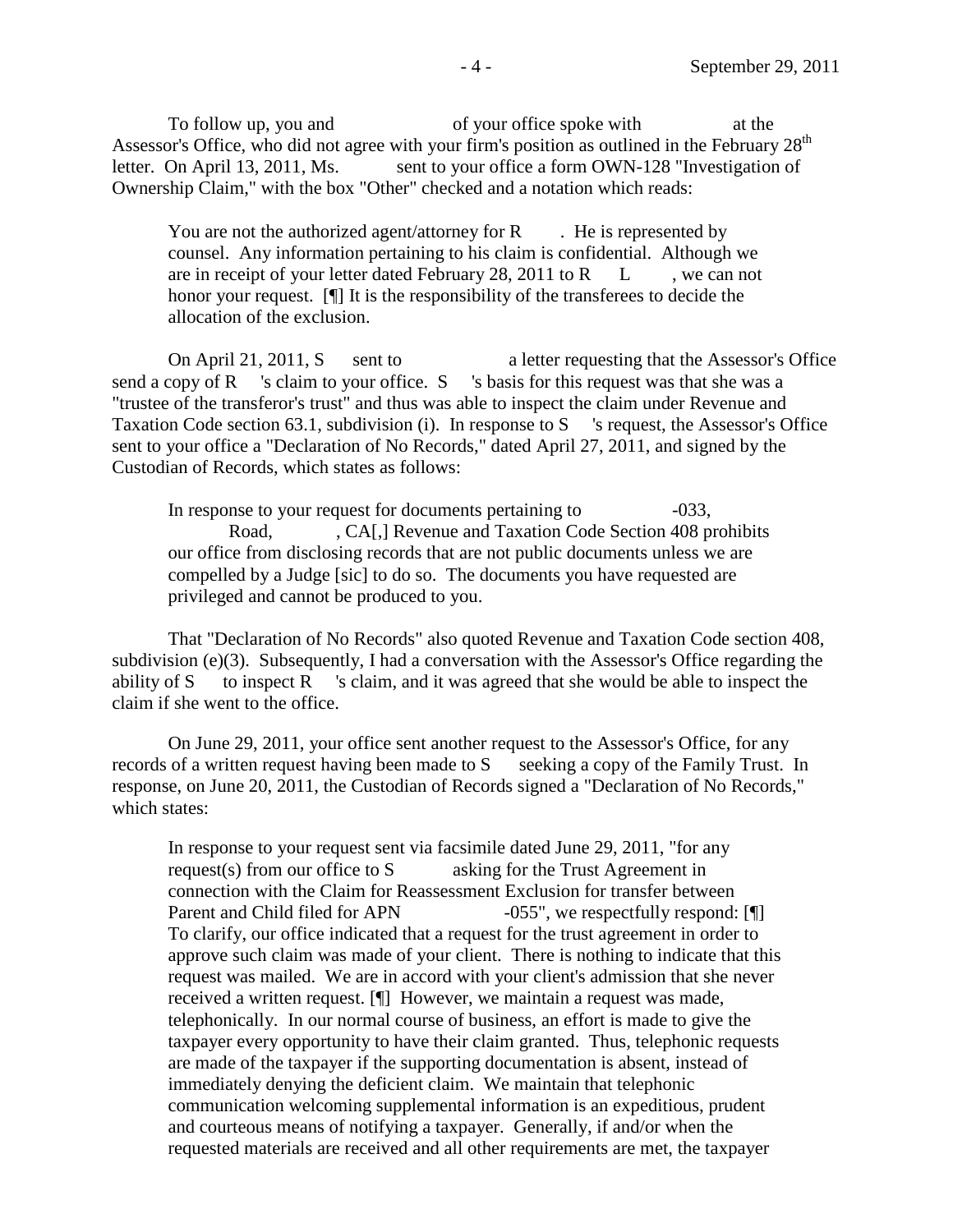To follow up, you and                     of your office spoke with                at the Assessor's Office, who did not agree with your firm's position as outlined in the February 28th letter. On April 13, 2011, Ms.          sent to your office a form OWN-128 "Investigation of Ownership Claim," with the box "Other" checked and a notation which reads:

> You are not the authorized agent/attorney for R      . He is represented by counsel. Any information pertaining to his claim is confidential. Although we are in receipt of your letter dated February 28, 2011 to R    L      , we can not honor your request. [¶] It is the responsibility of the transferees to decide the allocation of the exclusion.

On April 21, 2011, S      sent to                    a letter requesting that the Assessor's Office send a copy of R      's claim to your office. S      's basis for this request was that she was a "trustee of the transferor's trust" and thus was able to inspect the claim under Revenue and Taxation Code section 63.1, subdivision (i). In response to S      's request, the Assessor's Office sent to your office a "Declaration of No Records," dated April 27, 2011, and signed by the Custodian of Records, which states as follows:

> In response to your request for documents pertaining to                -033,            Road,            , CA[,] Revenue and Taxation Code Section 408 prohibits our office from disclosing records that are not public documents unless we are compelled by a Judge [sic] to do so. The documents you have requested are privileged and cannot be produced to you.

That "Declaration of No Records" also quoted Revenue and Taxation Code section 408, subdivision (e)(3). Subsequently, I had a conversation with the Assessor's Office regarding the ability of S      to inspect R      's claim, and it was agreed that she would be able to inspect the claim if she went to the office.

On June 29, 2011, your office sent another request to the Assessor's Office, for any records of a written request having been made to S      seeking a copy of the Family Trust. In response, on June 20, 2011, the Custodian of Records signed a "Declaration of No Records," which states:

> In response to your request sent via facsimile dated June 29, 2011, "for any request(s) from our office to S            asking for the Trust Agreement in connection with the Claim for Reassessment Exclusion for transfer between Parent and Child filed for APN                  -055", we respectfully respond: [¶] To clarify, our office indicated that a request for the trust agreement in order to approve such claim was made of your client. There is nothing to indicate that this request was mailed. We are in accord with your client's admission that she never received a written request. [¶] However, we maintain a request was made, telephonically. In our normal course of business, an effort is made to give the taxpayer every opportunity to have their claim granted. Thus, telephonic requests are made of the taxpayer if the supporting documentation is absent, instead of immediately denying the deficient claim. We maintain that telephonic communication welcoming supplemental information is an expeditious, prudent and courteous means of notifying a taxpayer. Generally, if and/or when the requested materials are received and all other requirements are met, the taxpayer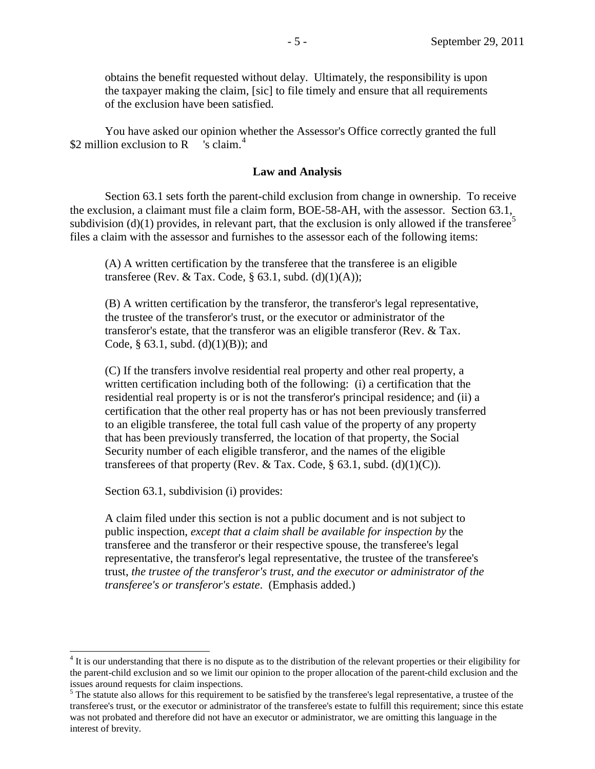obtains the benefit requested without delay. Ultimately, the responsibility is upon the taxpayer making the claim, [sic] to file timely and ensure that all requirements of the exclusion have been satisfied.

You have asked our opinion whether the Assessor's Office correctly granted the full \$2 million exclusion to R 's claim.[4]

## Law and Analysis

Section 63.1 sets forth the parent-child exclusion from change in ownership. To receive the exclusion, a claimant must file a claim form, BOE-58-AH, with the assessor. Section 63.1, subdivision (d)(1) provides, in relevant part, that the exclusion is only allowed if the transferee[5] files a claim with the assessor and furnishes to the assessor each of the following items:

> (A) A written certification by the transferee that the transferee is an eligible transferee (Rev. & Tax. Code, § 63.1, subd. (d)(1)(A));
>
> (B) A written certification by the transferor, the transferor's legal representative, the trustee of the transferor's trust, or the executor or administrator of the transferor's estate, that the transferor was an eligible transferor (Rev. & Tax. Code, § 63.1, subd. (d)(1)(B)); and
>
> (C) If the transfers involve residential real property and other real property, a written certification including both of the following: (i) a certification that the residential real property is or is not the transferor's principal residence; and (ii) a certification that the other real property has or has not been previously transferred to an eligible transferee, the total full cash value of the property of any property that has been previously transferred, the location of that property, the Social Security number of each eligible transferor, and the names of the eligible transferees of that property (Rev. & Tax. Code, § 63.1, subd. (d)(1)(C)).

Section 63.1, subdivision (i) provides:

> A claim filed under this section is not a public document and is not subject to public inspection, *except that a claim shall be available for inspection by* the transferee and the transferor or their respective spouse, the transferee's legal representative, the transferor's legal representative, the trustee of the transferee's trust, *the trustee of the transferor's trust, and the executor or administrator of the transferee's or transferor's estate*. (Emphasis added.)

---

[4] It is our understanding that there is no dispute as to the distribution of the relevant properties or their eligibility for the parent-child exclusion and so we limit our opinion to the proper allocation of the parent-child exclusion and the issues around requests for claim inspections.

[5] The statute also allows for this requirement to be satisfied by the transferee's legal representative, a trustee of the transferee's trust, or the executor or administrator of the transferee's estate to fulfill this requirement; since this estate was not probated and therefore did not have an executor or administrator, we are omitting this language in the interest of brevity.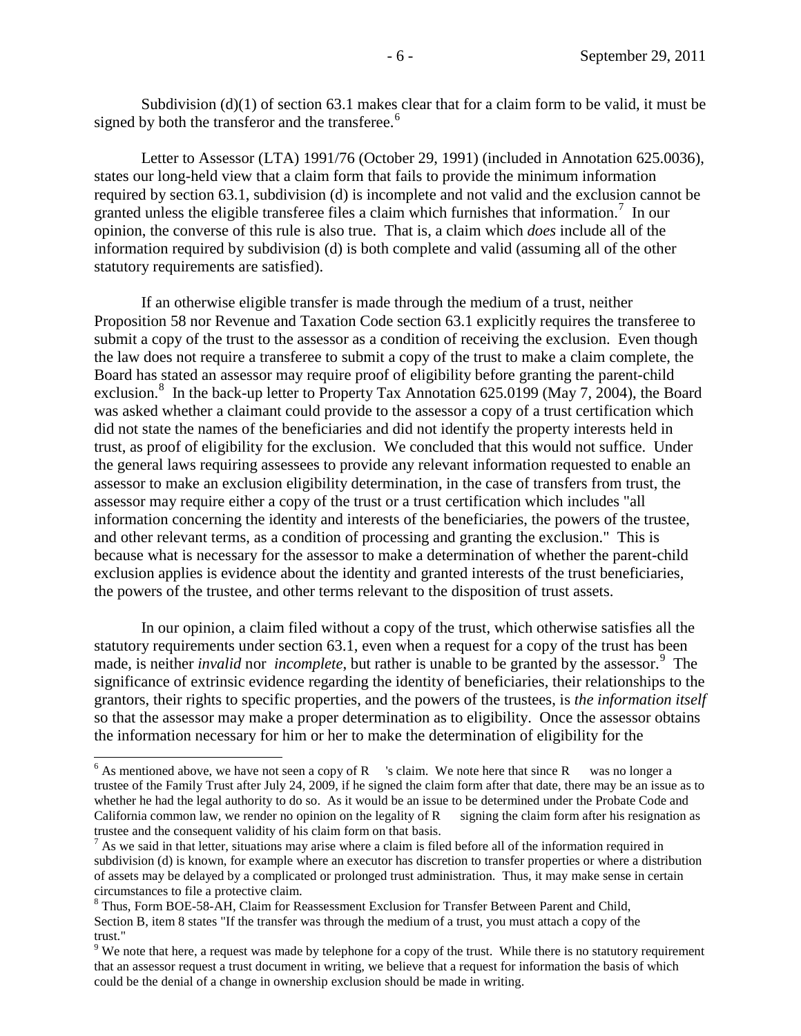Subdivision (d)(1) of section 63.1 makes clear that for a claim form to be valid, it must be signed by both the transferor and the transferee.[6]

Letter to Assessor (LTA) 1991/76 (October 29, 1991) (included in Annotation 625.0036), states our long-held view that a claim form that fails to provide the minimum information required by section 63.1, subdivision (d) is incomplete and not valid and the exclusion cannot be granted unless the eligible transferee files a claim which furnishes that information.[7] In our opinion, the converse of this rule is also true. That is, a claim which *does* include all of the information required by subdivision (d) is both complete and valid (assuming all of the other statutory requirements are satisfied).

If an otherwise eligible transfer is made through the medium of a trust, neither Proposition 58 nor Revenue and Taxation Code section 63.1 explicitly requires the transferee to submit a copy of the trust to the assessor as a condition of receiving the exclusion. Even though the law does not require a transferee to submit a copy of the trust to make a claim complete, the Board has stated an assessor may require proof of eligibility before granting the parent-child exclusion.[8] In the back-up letter to Property Tax Annotation 625.0199 (May 7, 2004), the Board was asked whether a claimant could provide to the assessor a copy of a trust certification which did not state the names of the beneficiaries and did not identify the property interests held in trust, as proof of eligibility for the exclusion. We concluded that this would not suffice. Under the general laws requiring assessees to provide any relevant information requested to enable an assessor to make an exclusion eligibility determination, in the case of transfers from trust, the assessor may require either a copy of the trust or a trust certification which includes "all information concerning the identity and interests of the beneficiaries, the powers of the trustee, and other relevant terms, as a condition of processing and granting the exclusion." This is because what is necessary for the assessor to make a determination of whether the parent-child exclusion applies is evidence about the identity and granted interests of the trust beneficiaries, the powers of the trustee, and other terms relevant to the disposition of trust assets.

In our opinion, a claim filed without a copy of the trust, which otherwise satisfies all the statutory requirements under section 63.1, even when a request for a copy of the trust has been made, is neither *invalid* nor *incomplete*, but rather is unable to be granted by the assessor.[9] The significance of extrinsic evidence regarding the identity of beneficiaries, their relationships to the grantors, their rights to specific properties, and the powers of the trustees, is *the information itself* so that the assessor may make a proper determination as to eligibility. Once the assessor obtains the information necessary for him or her to make the determination of eligibility for the

---

[6] As mentioned above, we have not seen a copy of R 's claim. We note here that since R was no longer a trustee of the Family Trust after July 24, 2009, if he signed the claim form after that date, there may be an issue as to whether he had the legal authority to do so. As it would be an issue to be determined under the Probate Code and California common law, we render no opinion on the legality of R signing the claim form after his resignation as trustee and the consequent validity of his claim form on that basis.

[7] As we said in that letter, situations may arise where a claim is filed before all of the information required in subdivision (d) is known, for example where an executor has discretion to transfer properties or where a distribution of assets may be delayed by a complicated or prolonged trust administration. Thus, it may make sense in certain circumstances to file a protective claim.

[8] Thus, Form BOE-58-AH, Claim for Reassessment Exclusion for Transfer Between Parent and Child, Section B, item 8 states "If the transfer was through the medium of a trust, you must attach a copy of the trust."

[9] We note that here, a request was made by telephone for a copy of the trust. While there is no statutory requirement that an assessor request a trust document in writing, we believe that a request for information the basis of which could be the denial of a change in ownership exclusion should be made in writing.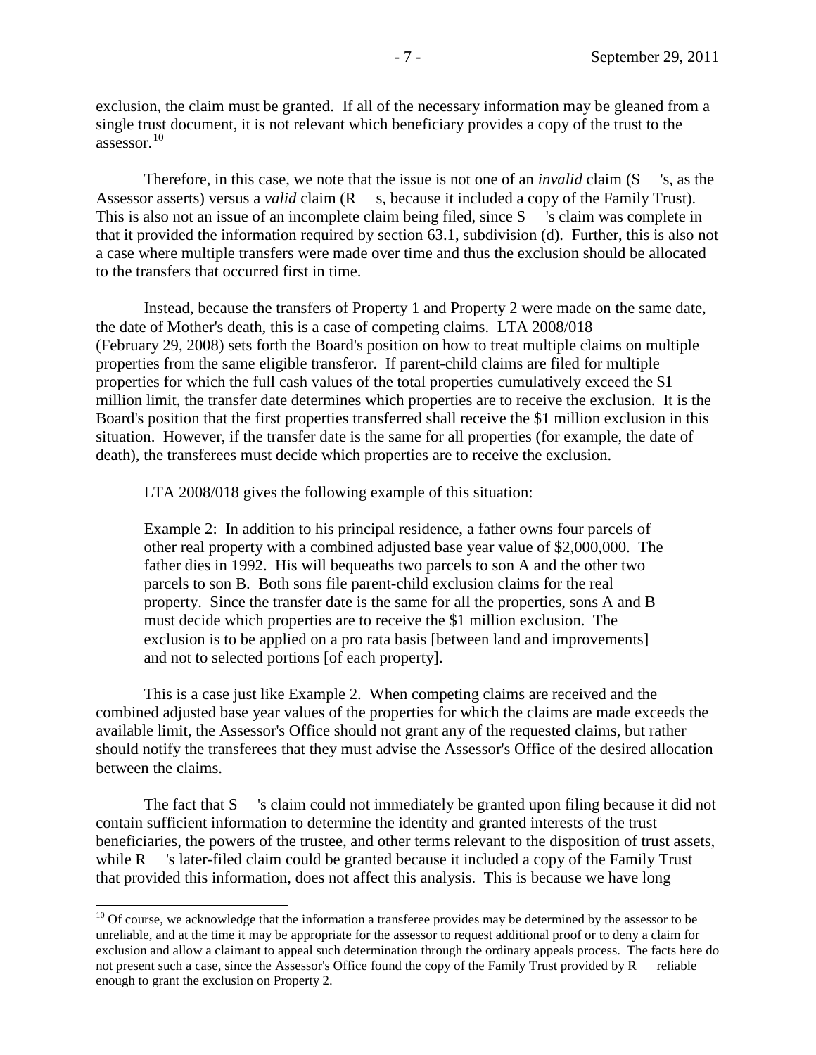exclusion, the claim must be granted. If all of the necessary information may be gleaned from a single trust document, it is not relevant which beneficiary provides a copy of the trust to the assessor.[10]

Therefore, in this case, we note that the issue is not one of an *invalid* claim (S 's, as the Assessor asserts) versus a *valid* claim (R s, because it included a copy of the Family Trust). This is also not an issue of an incomplete claim being filed, since S 's claim was complete in that it provided the information required by section 63.1, subdivision (d). Further, this is also not a case where multiple transfers were made over time and thus the exclusion should be allocated to the transfers that occurred first in time.

Instead, because the transfers of Property 1 and Property 2 were made on the same date, the date of Mother's death, this is a case of competing claims. LTA 2008/018 (February 29, 2008) sets forth the Board's position on how to treat multiple claims on multiple properties from the same eligible transferor. If parent-child claims are filed for multiple properties for which the full cash values of the total properties cumulatively exceed the $1 million limit, the transfer date determines which properties are to receive the exclusion. It is the Board's position that the first properties transferred shall receive the $1 million exclusion in this situation. However, if the transfer date is the same for all properties (for example, the date of death), the transferees must decide which properties are to receive the exclusion.

LTA 2008/018 gives the following example of this situation:

> Example 2: In addition to his principal residence, a father owns four parcels of other real property with a combined adjusted base year value of $2,000,000. The father dies in 1992. His will bequeaths two parcels to son A and the other two parcels to son B. Both sons file parent-child exclusion claims for the real property. Since the transfer date is the same for all the properties, sons A and B must decide which properties are to receive the $1 million exclusion. The exclusion is to be applied on a pro rata basis [between land and improvements] and not to selected portions [of each property].

This is a case just like Example 2. When competing claims are received and the combined adjusted base year values of the properties for which the claims are made exceeds the available limit, the Assessor's Office should not grant any of the requested claims, but rather should notify the transferees that they must advise the Assessor's Office of the desired allocation between the claims.

The fact that S 's claim could not immediately be granted upon filing because it did not contain sufficient information to determine the identity and granted interests of the trust beneficiaries, the powers of the trustee, and other terms relevant to the disposition of trust assets, while R 's later-filed claim could be granted because it included a copy of the Family Trust that provided this information, does not affect this analysis. This is because we have long

---

[10] Of course, we acknowledge that the information a transferee provides may be determined by the assessor to be unreliable, and at the time it may be appropriate for the assessor to request additional proof or to deny a claim for exclusion and allow a claimant to appeal such determination through the ordinary appeals process. The facts here do not present such a case, since the Assessor's Office found the copy of the Family Trust provided by R reliable enough to grant the exclusion on Property 2.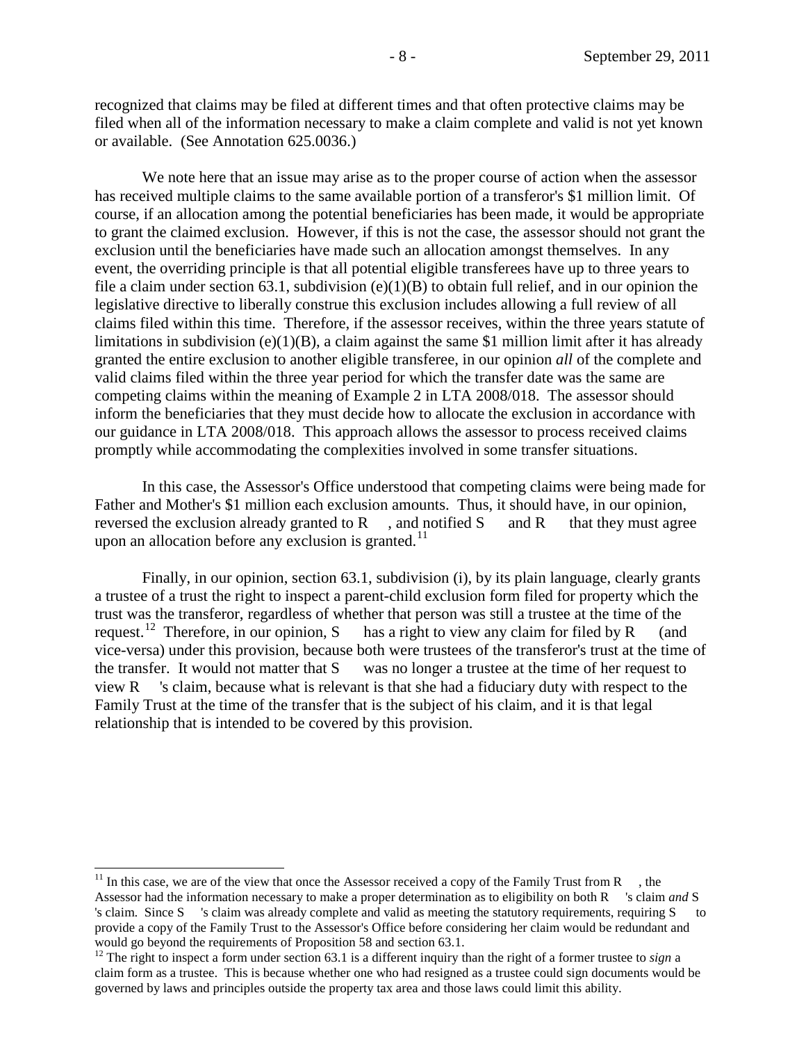recognized that claims may be filed at different times and that often protective claims may be filed when all of the information necessary to make a claim complete and valid is not yet known or available. (See Annotation 625.0036.)

We note here that an issue may arise as to the proper course of action when the assessor has received multiple claims to the same available portion of a transferor's $1 million limit. Of course, if an allocation among the potential beneficiaries has been made, it would be appropriate to grant the claimed exclusion. However, if this is not the case, the assessor should not grant the exclusion until the beneficiaries have made such an allocation amongst themselves. In any event, the overriding principle is that all potential eligible transferees have up to three years to file a claim under section 63.1, subdivision (e)(1)(B) to obtain full relief, and in our opinion the legislative directive to liberally construe this exclusion includes allowing a full review of all claims filed within this time. Therefore, if the assessor receives, within the three years statute of limitations in subdivision (e)(1)(B), a claim against the same $1 million limit after it has already granted the entire exclusion to another eligible transferee, in our opinion *all* of the complete and valid claims filed within the three year period for which the transfer date was the same are competing claims within the meaning of Example 2 in LTA 2008/018. The assessor should inform the beneficiaries that they must decide how to allocate the exclusion in accordance with our guidance in LTA 2008/018. This approach allows the assessor to process received claims promptly while accommodating the complexities involved in some transfer situations.

In this case, the Assessor's Office understood that competing claims were being made for Father and Mother's $1 million each exclusion amounts. Thus, it should have, in our opinion, reversed the exclusion already granted to R , and notified S and R that they must agree upon an allocation before any exclusion is granted.[11]

Finally, in our opinion, section 63.1, subdivision (i), by its plain language, clearly grants a trustee of a trust the right to inspect a parent-child exclusion form filed for property which the trust was the transferor, regardless of whether that person was still a trustee at the time of the request.[12] Therefore, in our opinion, S has a right to view any claim for filed by R (and vice-versa) under this provision, because both were trustees of the transferor's trust at the time of the transfer. It would not matter that S was no longer a trustee at the time of her request to view R 's claim, because what is relevant is that she had a fiduciary duty with respect to the Family Trust at the time of the transfer that is the subject of his claim, and it is that legal relationship that is intended to be covered by this provision.

---

[11] In this case, we are of the view that once the Assessor received a copy of the Family Trust from R , the Assessor had the information necessary to make a proper determination as to eligibility on both R 's claim *and* S 's claim. Since S 's claim was already complete and valid as meeting the statutory requirements, requiring S to provide a copy of the Family Trust to the Assessor's Office before considering her claim would be redundant and would go beyond the requirements of Proposition 58 and section 63.1.

[12] The right to inspect a form under section 63.1 is a different inquiry than the right of a former trustee to *sign* a claim form as a trustee. This is because whether one who had resigned as a trustee could sign documents would be governed by laws and principles outside the property tax area and those laws could limit this ability.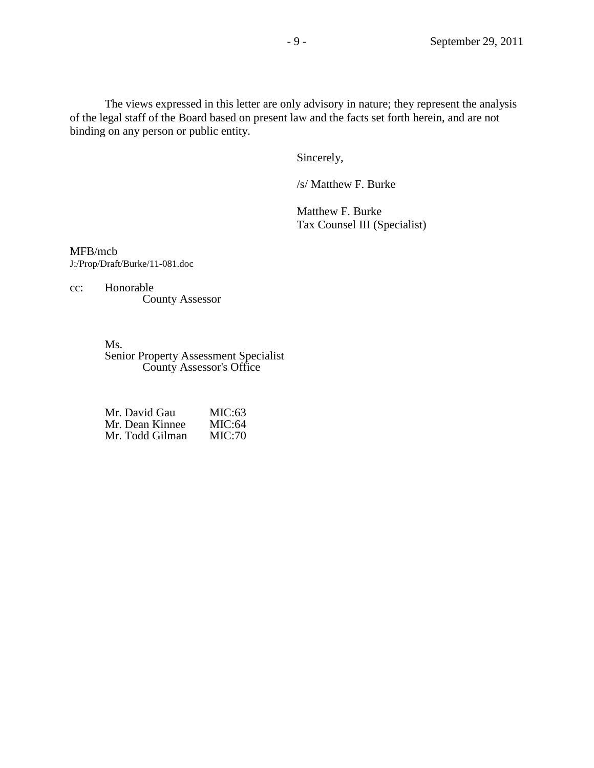The views expressed in this letter are only advisory in nature; they represent the analysis of the legal staff of the Board based on present law and the facts set forth herein, and are not binding on any person or public entity.

Sincerely,

/s/ Matthew F. Burke

Matthew F. Burke
Tax Counsel III (Specialist)

MFB/mcb
J:/Prop/Draft/Burke/11-081.doc

cc: Honorable
County Assessor

Ms.
Senior Property Assessment Specialist
County Assessor's Office

| | |
|---|---|
| Mr. David Gau | MIC:63 |
| Mr. Dean Kinnee | MIC:64 |
| Mr. Todd Gilman | MIC:70 |